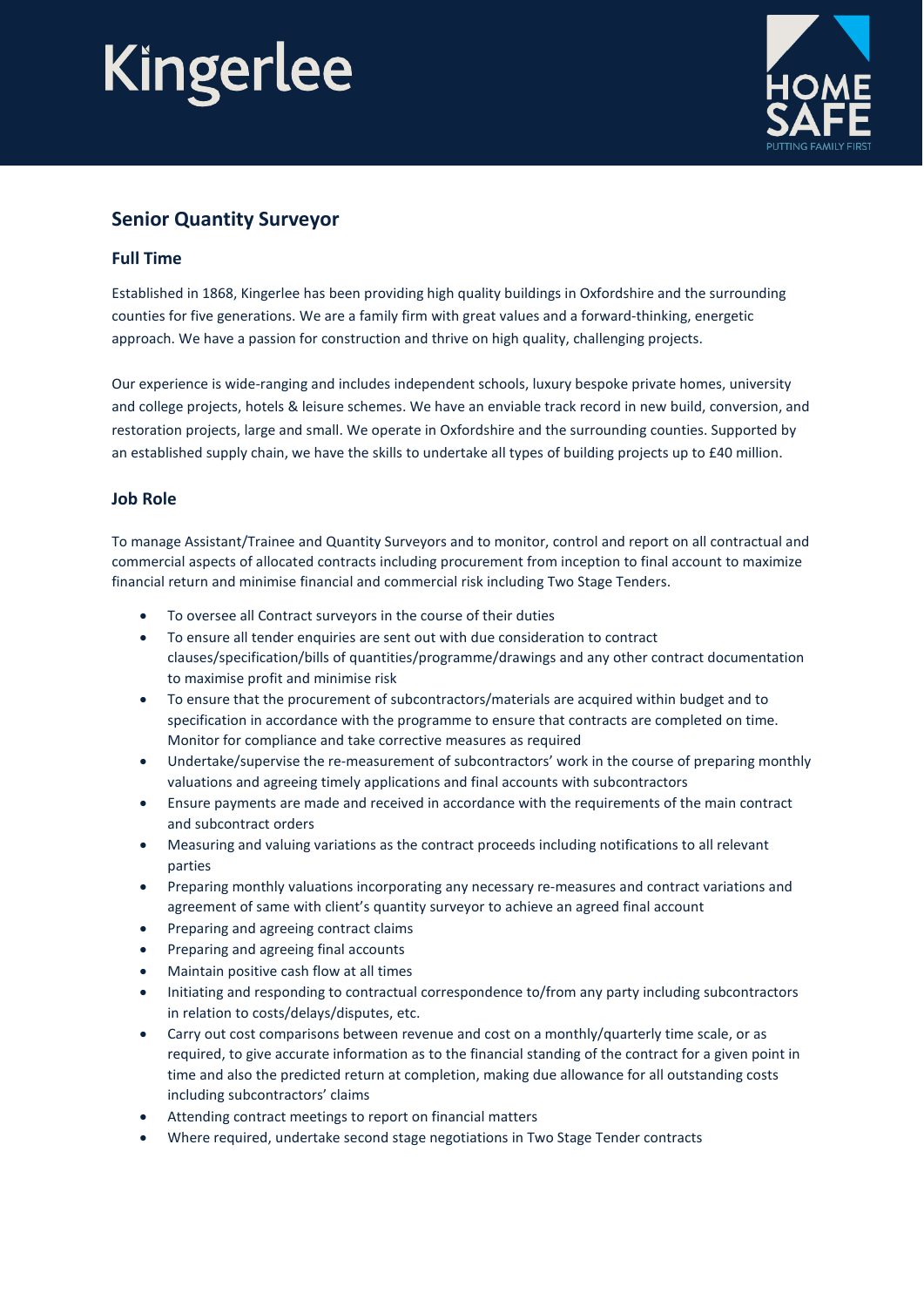Kingerlee

HOME SAFE
PUTTING FAMILY FIRST

## Senior Quantity Surveyor

### Full Time

Established in 1868, Kingerlee has been providing high quality buildings in Oxfordshire and the surrounding counties for five generations. We are a family firm with great values and a forward-thinking, energetic approach. We have a passion for construction and thrive on high quality, challenging projects.

Our experience is wide-ranging and includes independent schools, luxury bespoke private homes, university and college projects, hotels & leisure schemes. We have an enviable track record in new build, conversion, and restoration projects, large and small. We operate in Oxfordshire and the surrounding counties. Supported by an established supply chain, we have the skills to undertake all types of building projects up to £40 million.

### Job Role

To manage Assistant/Trainee and Quantity Surveyors and to monitor, control and report on all contractual and commercial aspects of allocated contracts including procurement from inception to final account to maximize financial return and minimise financial and commercial risk including Two Stage Tenders.

- To oversee all Contract surveyors in the course of their duties
- To ensure all tender enquiries are sent out with due consideration to contract clauses/specification/bills of quantities/programme/drawings and any other contract documentation to maximise profit and minimise risk
- To ensure that the procurement of subcontractors/materials are acquired within budget and to specification in accordance with the programme to ensure that contracts are completed on time. Monitor for compliance and take corrective measures as required
- Undertake/supervise the re-measurement of subcontractors' work in the course of preparing monthly valuations and agreeing timely applications and final accounts with subcontractors
- Ensure payments are made and received in accordance with the requirements of the main contract and subcontract orders
- Measuring and valuing variations as the contract proceeds including notifications to all relevant parties
- Preparing monthly valuations incorporating any necessary re-measures and contract variations and agreement of same with client's quantity surveyor to achieve an agreed final account
- Preparing and agreeing contract claims
- Preparing and agreeing final accounts
- Maintain positive cash flow at all times
- Initiating and responding to contractual correspondence to/from any party including subcontractors in relation to costs/delays/disputes, etc.
- Carry out cost comparisons between revenue and cost on a monthly/quarterly time scale, or as required, to give accurate information as to the financial standing of the contract for a given point in time and also the predicted return at completion, making due allowance for all outstanding costs including subcontractors' claims
- Attending contract meetings to report on financial matters
- Where required, undertake second stage negotiations in Two Stage Tender contracts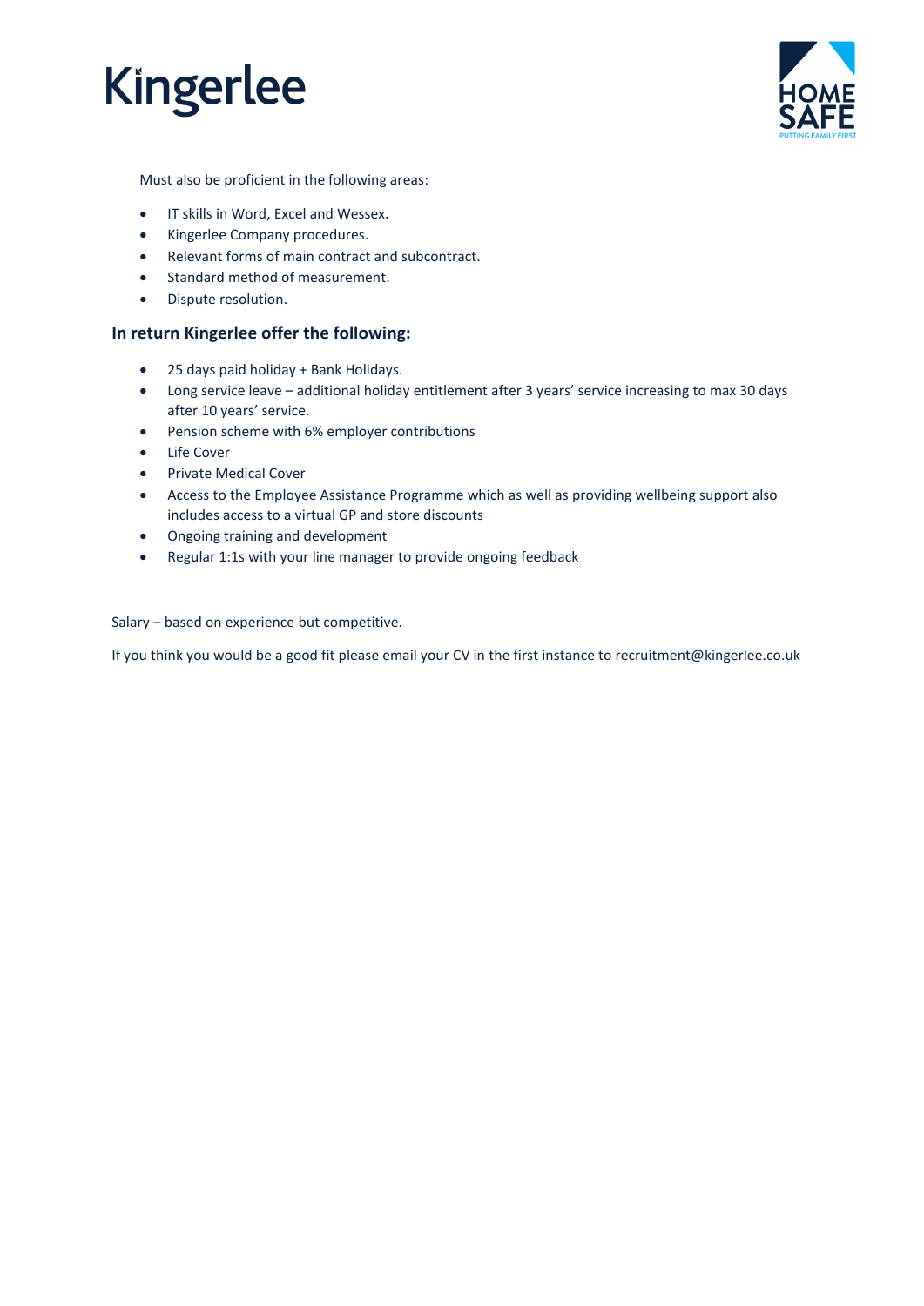Must also be proficient in the following areas:

- IT skills in Word, Excel and Wessex.
- Kingerlee Company procedures.
- Relevant forms of main contract and subcontract.
- Standard method of measurement.
- Dispute resolution.

### In return Kingerlee offer the following:

- 25 days paid holiday + Bank Holidays.
- Long service leave – additional holiday entitlement after 3 years' service increasing to max 30 days after 10 years' service.
- Pension scheme with 6% employer contributions
- Life Cover
- Private Medical Cover
- Access to the Employee Assistance Programme which as well as providing wellbeing support also includes access to a virtual GP and store discounts
- Ongoing training and development
- Regular 1:1s with your line manager to provide ongoing feedback

Salary – based on experience but competitive.

If you think you would be a good fit please email your CV in the first instance to recruitment@kingerlee.co.uk